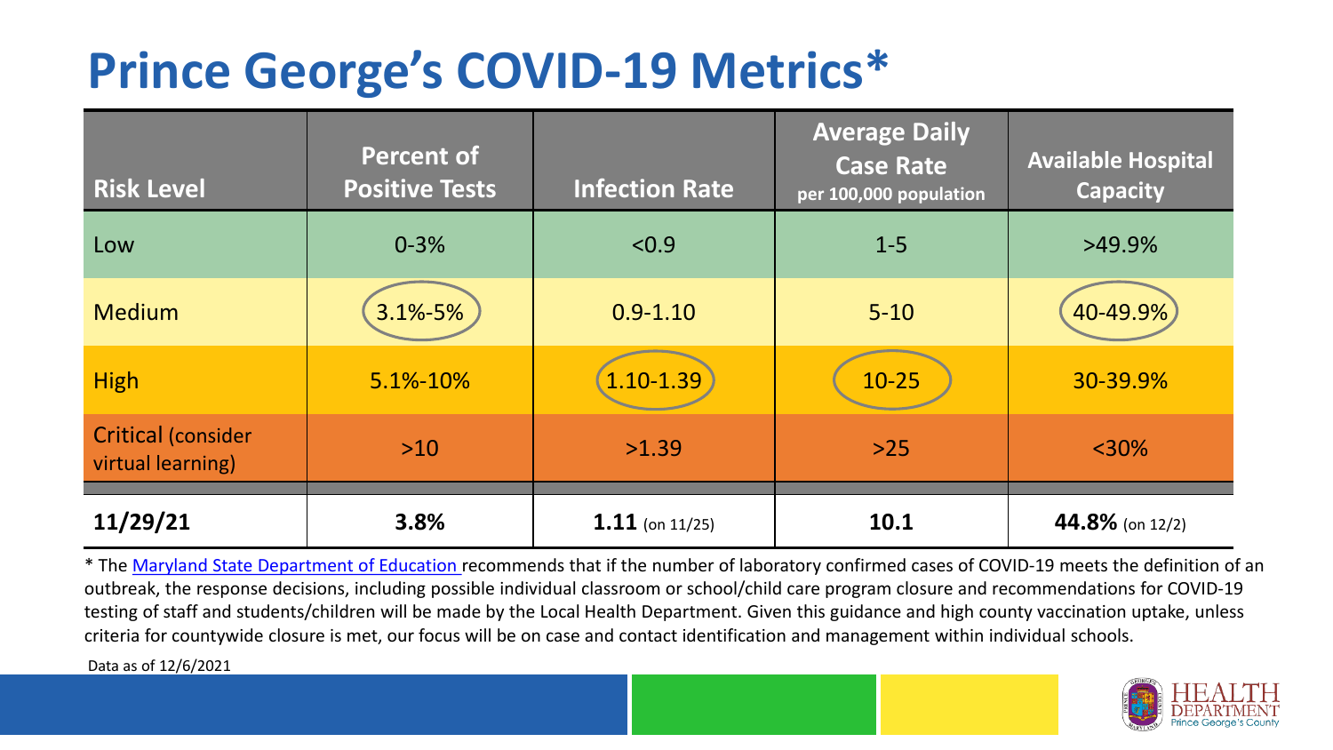# Prince George's COVID-19 Metrics*

| Risk Level | Percent of Positive Tests | Infection Rate | Average Daily Case Rate per 100,000 population | Available Hospital Capacity |
|---|---|---|---|---|
| Low | 0-3% | <0.9 | 1-5 | >49.9% |
| Medium | 3.1%-5% | 0.9-1.10 | 5-10 | 40-49.9% |
| High | 5.1%-10% | 1.10-1.39 | 10-25 | 30-39.9% |
| Critical (consider virtual learning) | >10 | >1.39 | >25 | <30% |
| **11/29/21** | **3.8%** | **1.11** (on 11/25) | **10.1** | **44.8%** (on 12/2) |

* The Maryland State Department of Education recommends that if the number of laboratory confirmed cases of COVID-19 meets the definition of an outbreak, the response decisions, including possible individual classroom or school/child care program closure and recommendations for COVID-19 testing of staff and students/children will be made by the Local Health Department. Given this guidance and high county vaccination uptake, unless criteria for countywide closure is met, our focus will be on case and contact identification and management within individual schools.

Data as of 12/6/2021

HEALTH DEPARTMENT Prince George's County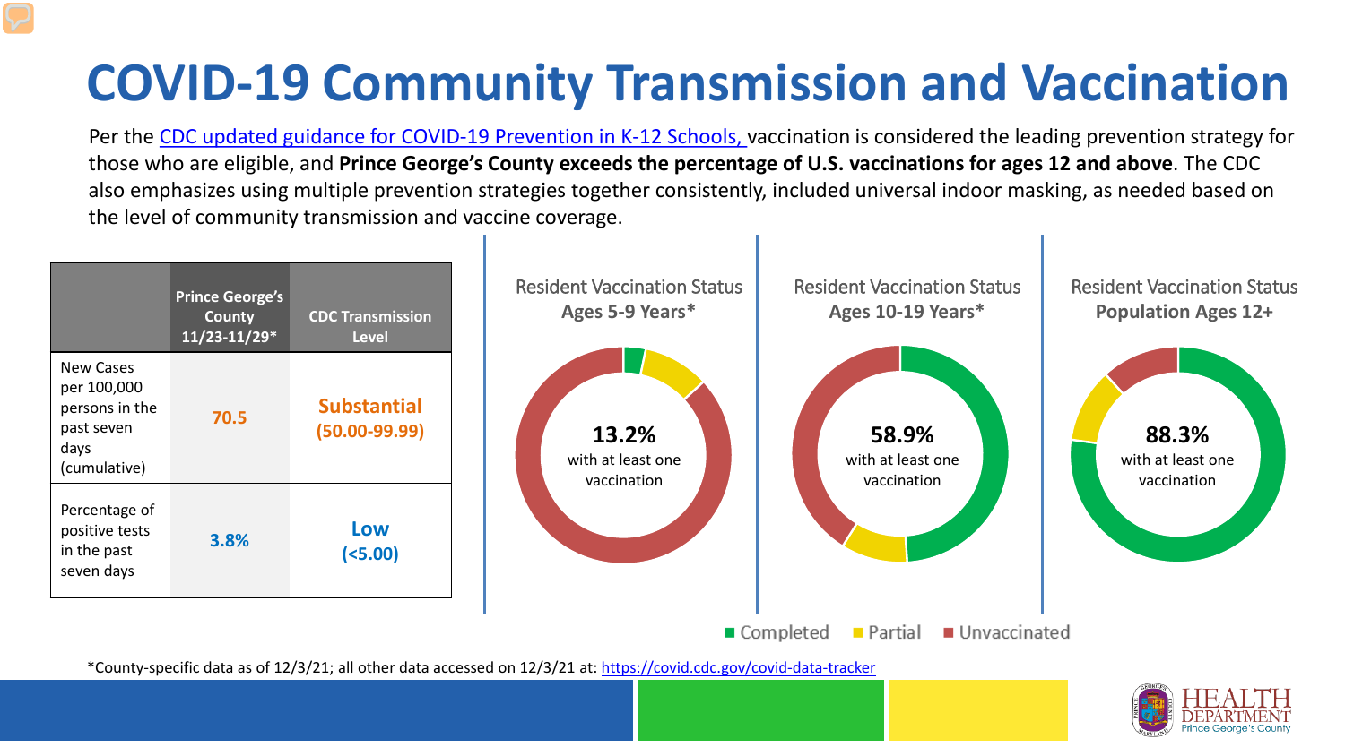# COVID-19 Community Transmission and Vaccination

Per the CDC updated guidance for COVID-19 Prevention in K-12 Schools, vaccination is considered the leading prevention strategy for those who are eligible, and **Prince George's County exceeds the percentage of U.S. vaccinations for ages 12 and above**. The CDC also emphasizes using multiple prevention strategies together consistently, included universal indoor masking, as needed based on the level of community transmission and vaccine coverage.

| | Prince George's County 11/23-11/29* | CDC Transmission Level |
|---|---|---|
| New Cases per 100,000 persons in the past seven days (cumulative) | 70.5 | Substantial (50.00-99.99) |
| Percentage of positive tests in the past seven days | 3.8% | Low (<5.00) |

**Resident Vaccination Status Ages 5-9 Years***

13.2% with at least one vaccination

**Resident Vaccination Status Ages 10-19 Years***

58.9% with at least one vaccination

**Resident Vaccination Status Population Ages 12+**

88.3% with at least one vaccination

Completed | Partial | Unvaccinated

*County-specific data as of 12/3/21; all other data accessed on 12/3/21 at: https://covid.cdc.gov/covid-data-tracker

HEALTH DEPARTMENT Prince George's County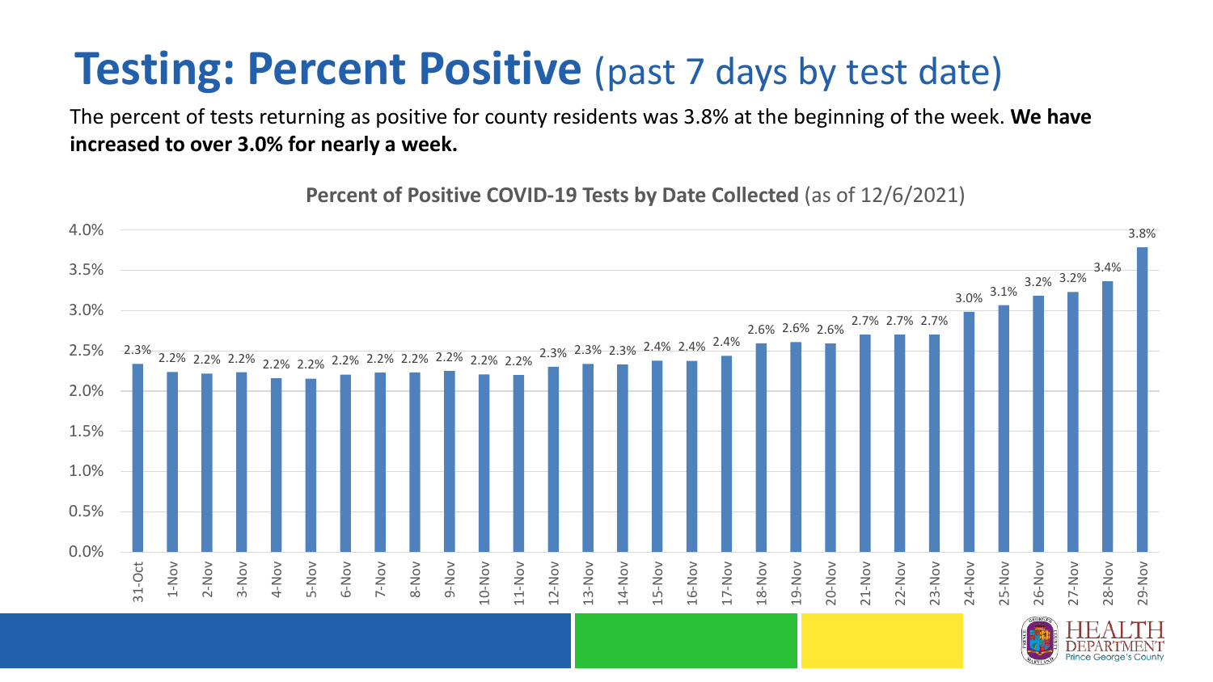# Testing: Percent Positive (past 7 days by test date)

The percent of tests returning as positive for county residents was 3.8% at the beginning of the week. **We have increased to over 3.0% for nearly a week.**

**Percent of Positive COVID-19 Tests by Date Collected** (as of 12/6/2021)

| Date | Percent Positive |
| --- | --- |
| 31-Oct | 2.3% |
| 1-Nov | 2.2% |
| 2-Nov | 2.2% |
| 3-Nov | 2.2% |
| 4-Nov | 2.2% |
| 5-Nov | 2.2% |
| 6-Nov | 2.2% |
| 7-Nov | 2.2% |
| 8-Nov | 2.2% |
| 9-Nov | 2.2% |
| 10-Nov | 2.2% |
| 11-Nov | 2.2% |
| 12-Nov | 2.3% |
| 13-Nov | 2.3% |
| 14-Nov | 2.3% |
| 15-Nov | 2.4% |
| 16-Nov | 2.4% |
| 17-Nov | 2.4% |
| 18-Nov | 2.6% |
| 19-Nov | 2.6% |
| 20-Nov | 2.6% |
| 21-Nov | 2.7% |
| 22-Nov | 2.7% |
| 23-Nov | 2.7% |
| 24-Nov | 3.0% |
| 25-Nov | 3.1% |
| 26-Nov | 3.2% |
| 27-Nov | 3.2% |
| 28-Nov | 3.4% |
| 29-Nov | 3.8% |

HEALTH DEPARTMENT Prince George's County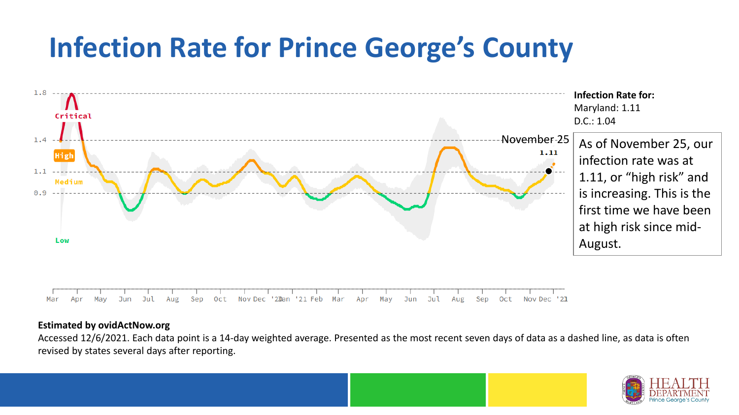# Infection Rate for Prince George's County

1.8
1.4
1.1
0.9

Critical
High
Medium
Low

November 25
1.11

Mar Apr May Jun Jul Aug Sep Oct Nov Dec '20 Jan '21 Feb Mar Apr May Jun Jul Aug Sep Oct Nov Dec '21

**Infection Rate for:**
Maryland: 1.11
D.C.: 1.04

As of November 25, our infection rate was at 1.11, or "high risk" and is increasing. This is the first time we have been at high risk since mid-August.

**Estimated by ovidActNow.org**
Accessed 12/6/2021. Each data point is a 14-day weighted average. Presented as the most recent seven days of data as a dashed line, as data is often revised by states several days after reporting.

HEALTH DEPARTMENT
Prince George's County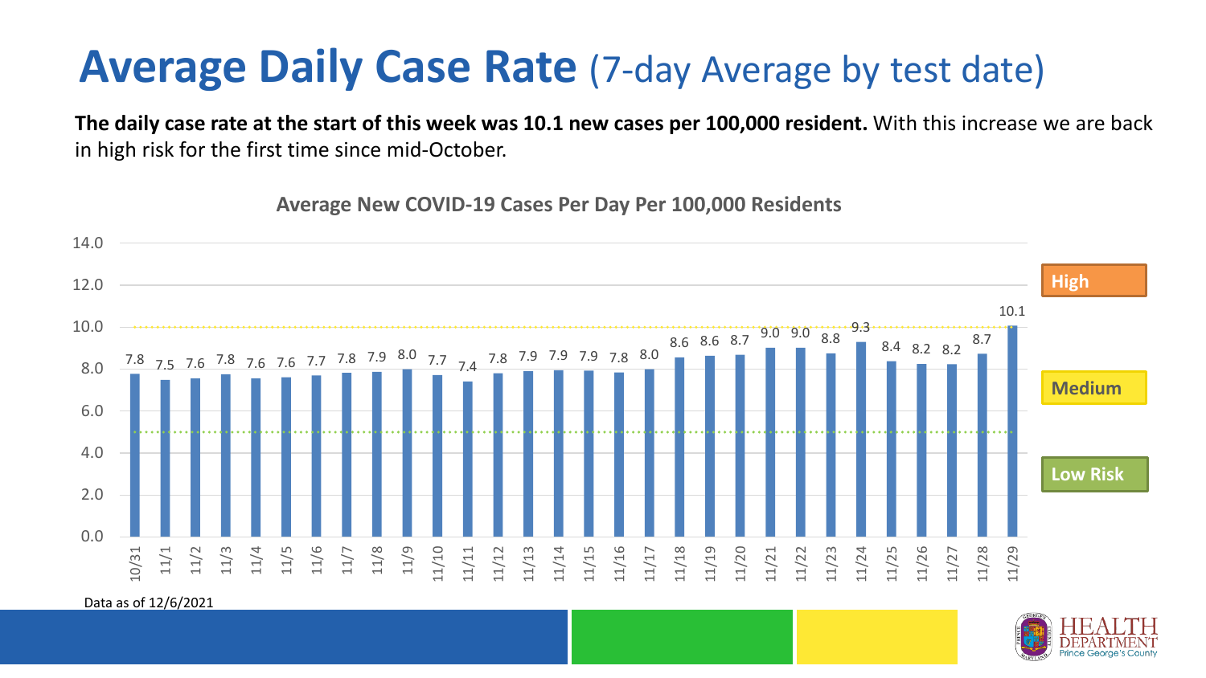# Average Daily Case Rate (7-day Average by test date)

**The daily case rate at the start of this week was 10.1 new cases per 100,000 resident.** With this increase we are back in high risk for the first time since mid-October.

**Average New COVID-19 Cases Per Day Per 100,000 Residents**

| Date | Cases per 100,000 |
|---|---|
| 10/31 | 7.8 |
| 11/1 | 7.5 |
| 11/2 | 7.6 |
| 11/3 | 7.8 |
| 11/4 | 7.6 |
| 11/5 | 7.6 |
| 11/6 | 7.7 |
| 11/7 | 7.8 |
| 11/8 | 7.9 |
| 11/9 | 8.0 |
| 11/10 | 7.7 |
| 11/11 | 7.4 |
| 11/12 | 7.8 |
| 11/13 | 7.9 |
| 11/14 | 7.9 |
| 11/15 | 7.9 |
| 11/16 | 7.8 |
| 11/17 | 8.0 |
| 11/18 | 8.6 |
| 11/19 | 8.6 |
| 11/20 | 8.7 |
| 11/21 | 9.0 |
| 11/22 | 9.0 |
| 11/23 | 8.8 |
| 11/24 | 9.3 |
| 11/25 | 8.4 |
| 11/26 | 8.2 |
| 11/27 | 8.2 |
| 11/28 | 8.7 |
| 11/29 | 10.1 |

High

Medium

Low Risk

Data as of 12/6/2021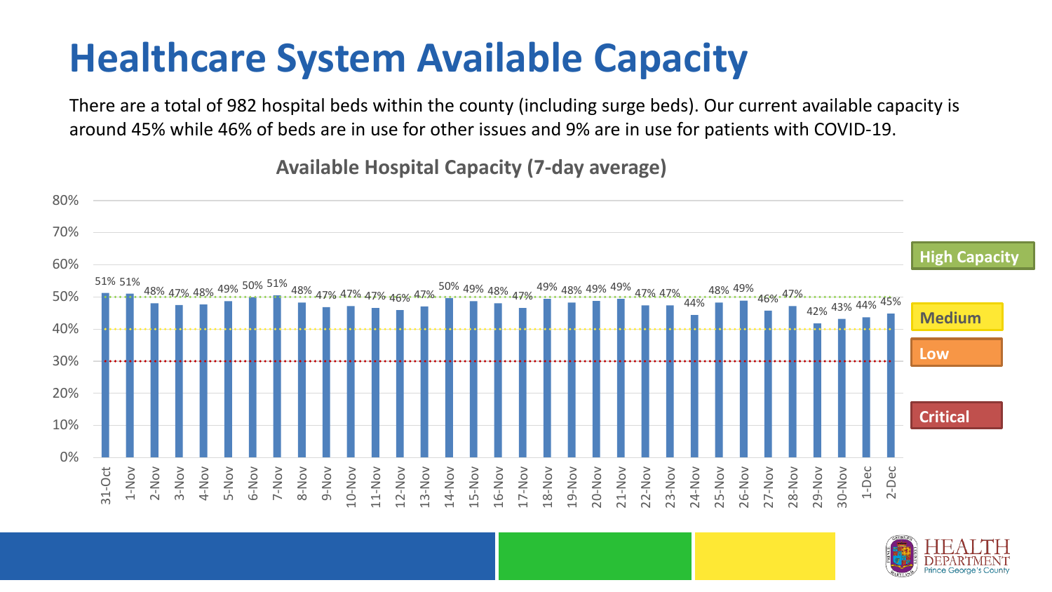# Healthcare System Available Capacity

There are a total of 982 hospital beds within the county (including surge beds). Our current available capacity is around 45% while 46% of beds are in use for other issues and 9% are in use for patients with COVID-19.

**Available Hospital Capacity (7-day average)**

80%
70%
60%
50%
40%
30%
20%
10%
0%

51% 51% 48% 47% 48% 49% 50% 51% 48% 47% 47% 47% 46% 47% 50% 49% 48% 47% 49% 48% 49% 49% 47% 47% 44% 48% 49% 46% 47% 42% 43% 44% 45%

31-Oct 1-Nov 2-Nov 3-Nov 4-Nov 5-Nov 6-Nov 7-Nov 8-Nov 9-Nov 10-Nov 11-Nov 12-Nov 13-Nov 14-Nov 15-Nov 16-Nov 17-Nov 18-Nov 19-Nov 20-Nov 21-Nov 22-Nov 23-Nov 24-Nov 25-Nov 26-Nov 27-Nov 28-Nov 29-Nov 30-Nov 1-Dec 2-Dec

High Capacity

Medium

Low

Critical

HEALTH DEPARTMENT
Prince George's County